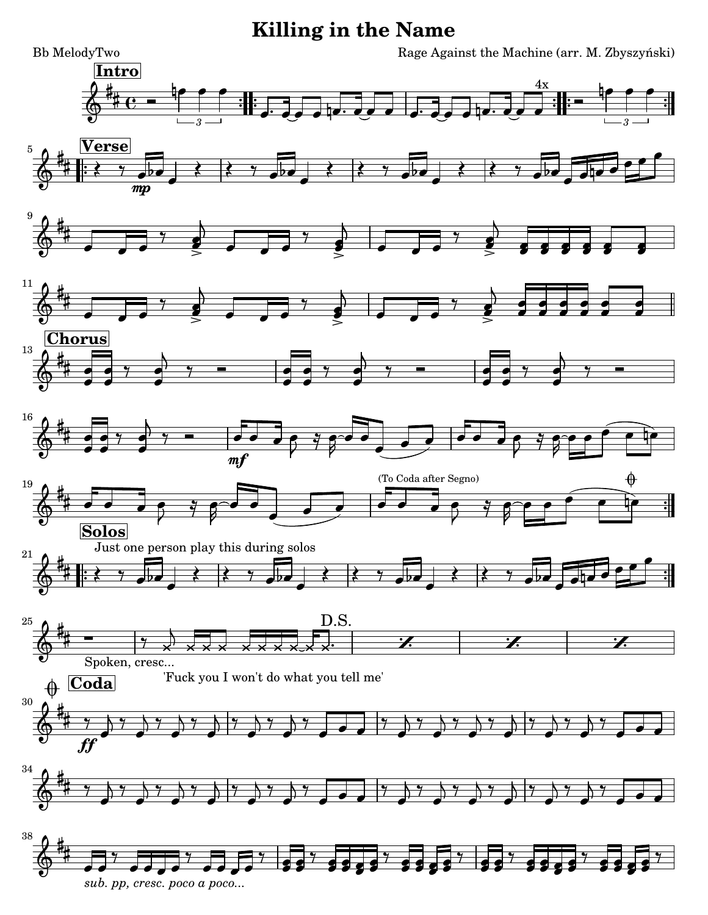# Killing in the Name

Bb MelodyTwo

Rage Against the Machine (arr. M. Zbyszyński)

**Intro**

4x

**Verse**

*mp*

**Chorus**

*mf*

(To Coda after Segno)

**Solos**

Just one person play this during solos

D.S.

Spoken, cresc...

'Fuck you I won't do what you tell me'

**Coda**

*ff*

*sub. pp, cresc. poco a poco...*